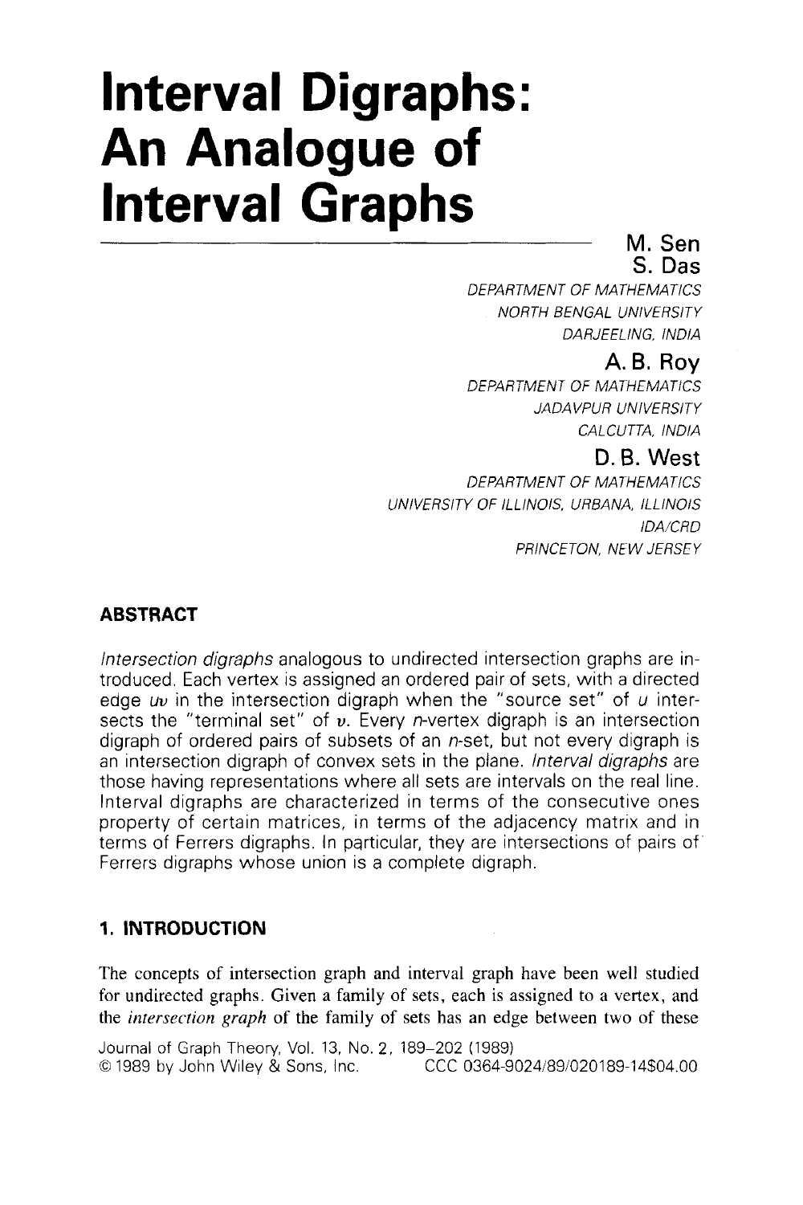# Interval Digraphs: An Analogue of Interval Graphs

**M. Sen**
**S. Das**
*DEPARTMENT OF MATHEMATICS*
*NORTH BENGAL UNIVERSITY*
*DARJEELING, INDIA*

**A. B. Roy**
*DEPARTMENT OF MATHEMATICS*
*JADAVPUR UNIVERSITY*
*CALCUTTA, INDIA*

**D. B. West**
*DEPARTMENT OF MATHEMATICS*
*UNIVERSITY OF ILLINOIS, URBANA, ILLINOIS*
*IDA/CRD*
*PRINCETON, NEW JERSEY*

## ABSTRACT

*Intersection digraphs* analogous to undirected intersection graphs are introduced. Each vertex is assigned an ordered pair of sets, with a directed edge $uv$ in the intersection digraph when the "source set" of $u$ intersects the "terminal set" of $v$. Every $n$-vertex digraph is an intersection digraph of ordered pairs of subsets of an $n$-set, but not every digraph is an intersection digraph of convex sets in the plane. *Interval digraphs* are those having representations where all sets are intervals on the real line. Interval digraphs are characterized in terms of the consecutive ones property of certain matrices, in terms of the adjacency matrix and in terms of Ferrers digraphs. In particular, they are intersections of pairs of Ferrers digraphs whose union is a complete digraph.

## 1. INTRODUCTION

The concepts of intersection graph and interval graph have been well studied for undirected graphs. Given a family of sets, each is assigned to a vertex, and the *intersection graph* of the family of sets has an edge between two of these

Journal of Graph Theory, Vol. 13, No. 2, 189–202 (1989)
© 1989 by John Wiley & Sons, Inc. CCC 0364-9024/89/020189-14$04.00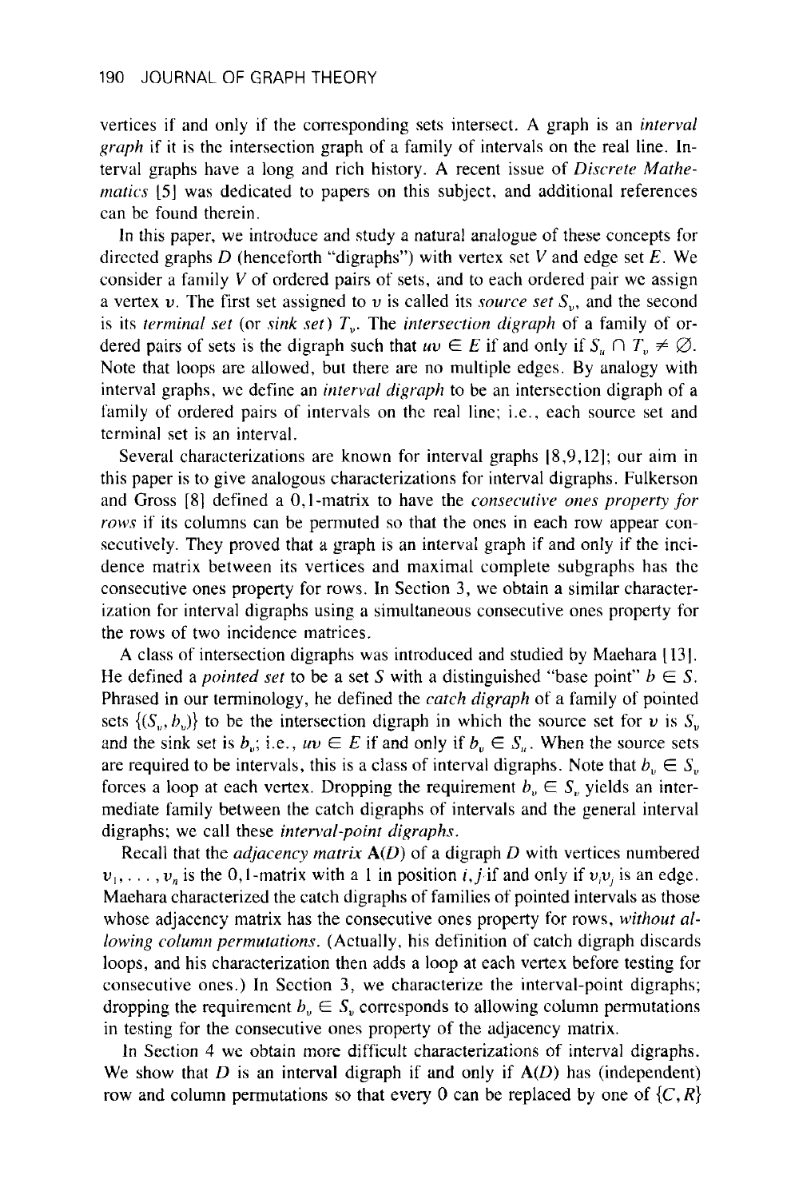vertices if and only if the corresponding sets intersect. A graph is an *interval graph* if it is the intersection graph of a family of intervals on the real line. Interval graphs have a long and rich history. A recent issue of *Discrete Mathematics* [5] was dedicated to papers on this subject, and additional references can be found therein.

In this paper, we introduce and study a natural analogue of these concepts for directed graphs $D$ (henceforth "digraphs") with vertex set $V$ and edge set $E$. We consider a family $V$ of ordered pairs of sets, and to each ordered pair we assign a vertex $v$. The first set assigned to $v$ is called its *source set* $S_v$, and the second is its *terminal set* (or *sink set*) $T_v$. The *intersection digraph* of a family of ordered pairs of sets is the digraph such that $uv \in E$ if and only if $S_u \cap T_v \neq \varnothing$. Note that loops are allowed, but there are no multiple edges. By analogy with interval graphs, we define an *interval digraph* to be an intersection digraph of a family of ordered pairs of intervals on the real line; i.e., each source set and terminal set is an interval.

Several characterizations are known for interval graphs [8,9,12]; our aim in this paper is to give analogous characterizations for interval digraphs. Fulkerson and Gross [8] defined a 0,1-matrix to have the *consecutive ones property for rows* if its columns can be permuted so that the ones in each row appear consecutively. They proved that a graph is an interval graph if and only if the incidence matrix between its vertices and maximal complete subgraphs has the consecutive ones property for rows. In Section 3, we obtain a similar characterization for interval digraphs using a simultaneous consecutive ones property for the rows of two incidence matrices.

A class of intersection digraphs was introduced and studied by Maehara [13]. He defined a *pointed set* to be a set $S$ with a distinguished "base point" $b \in S$. Phrased in our terminology, he defined the *catch digraph* of a family of pointed sets $\{(S_v, b_v)\}$ to be the intersection digraph in which the source set for $v$ is $S_v$ and the sink set is $b_v$; i.e., $uv \in E$ if and only if $b_v \in S_u$. When the source sets are required to be intervals, this is a class of interval digraphs. Note that $b_v \in S_v$ forces a loop at each vertex. Dropping the requirement $b_v \in S_v$ yields an intermediate family between the catch digraphs of intervals and the general interval digraphs; we call these *interval-point digraphs*.

Recall that the *adjacency matrix* $\mathbf{A}(D)$ of a digraph $D$ with vertices numbered $v_1, \ldots, v_n$ is the 0,1-matrix with a 1 in position $i,j$ if and only if $v_iv_j$ is an edge. Maehara characterized the catch digraphs of families of pointed intervals as those whose adjacency matrix has the consecutive ones property for rows, *without allowing column permutations*. (Actually, his definition of catch digraph discards loops, and his characterization then adds a loop at each vertex before testing for consecutive ones.) In Section 3, we characterize the interval-point digraphs; dropping the requirement $b_v \in S_v$ corresponds to allowing column permutations in testing for the consecutive ones property of the adjacency matrix.

In Section 4 we obtain more difficult characterizations of interval digraphs. We show that $D$ is an interval digraph if and only if $\mathbf{A}(D)$ has (independent) row and column permutations so that every 0 can be replaced by one of $\{C, R\}$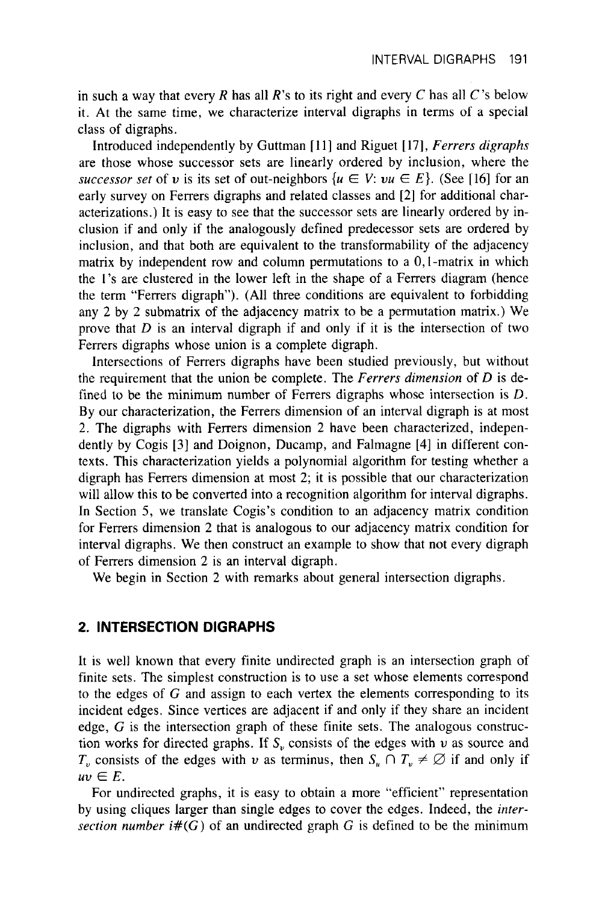in such a way that every $R$ has all $R$'s to its right and every $C$ has all $C$'s below it. At the same time, we characterize interval digraphs in terms of a special class of digraphs.

Introduced independently by Guttman [11] and Riguet [17], *Ferrers digraphs* are those whose successor sets are linearly ordered by inclusion, where the *successor set* of $v$ is its set of out-neighbors $\{u \in V: vu \in E\}$. (See [16] for an early survey on Ferrers digraphs and related classes and [2] for additional characterizations.) It is easy to see that the successor sets are linearly ordered by inclusion if and only if the analogously defined predecessor sets are ordered by inclusion, and that both are equivalent to the transformability of the adjacency matrix by independent row and column permutations to a 0,1-matrix in which the 1's are clustered in the lower left in the shape of a Ferrers diagram (hence the term "Ferrers digraph"). (All three conditions are equivalent to forbidding any 2 by 2 submatrix of the adjacency matrix to be a permutation matrix.) We prove that $D$ is an interval digraph if and only if it is the intersection of two Ferrers digraphs whose union is a complete digraph.

Intersections of Ferrers digraphs have been studied previously, but without the requirement that the union be complete. The *Ferrers dimension* of $D$ is defined to be the minimum number of Ferrers digraphs whose intersection is $D$. By our characterization, the Ferrers dimension of an interval digraph is at most 2. The digraphs with Ferrers dimension 2 have been characterized, independently by Cogis [3] and Doignon, Ducamp, and Falmagne [4] in different contexts. This characterization yields a polynomial algorithm for testing whether a digraph has Ferrers dimension at most 2; it is possible that our characterization will allow this to be converted into a recognition algorithm for interval digraphs. In Section 5, we translate Cogis's condition to an adjacency matrix condition for Ferrers dimension 2 that is analogous to our adjacency matrix condition for interval digraphs. We then construct an example to show that not every digraph of Ferrers dimension 2 is an interval digraph.

We begin in Section 2 with remarks about general intersection digraphs.

## 2. INTERSECTION DIGRAPHS

It is well known that every finite undirected graph is an intersection graph of finite sets. The simplest construction is to use a set whose elements correspond to the edges of $G$ and assign to each vertex the elements corresponding to its incident edges. Since vertices are adjacent if and only if they share an incident edge, $G$ is the intersection graph of these finite sets. The analogous construction works for directed graphs. If $S_v$ consists of the edges with $v$ as source and $T_v$ consists of the edges with $v$ as terminus, then $S_u \cap T_v \neq \varnothing$ if and only if $uv \in E$.

For undirected graphs, it is easy to obtain a more "efficient" representation by using cliques larger than single edges to cover the edges. Indeed, the *intersection number* $i\#(G)$ of an undirected graph $G$ is defined to be the minimum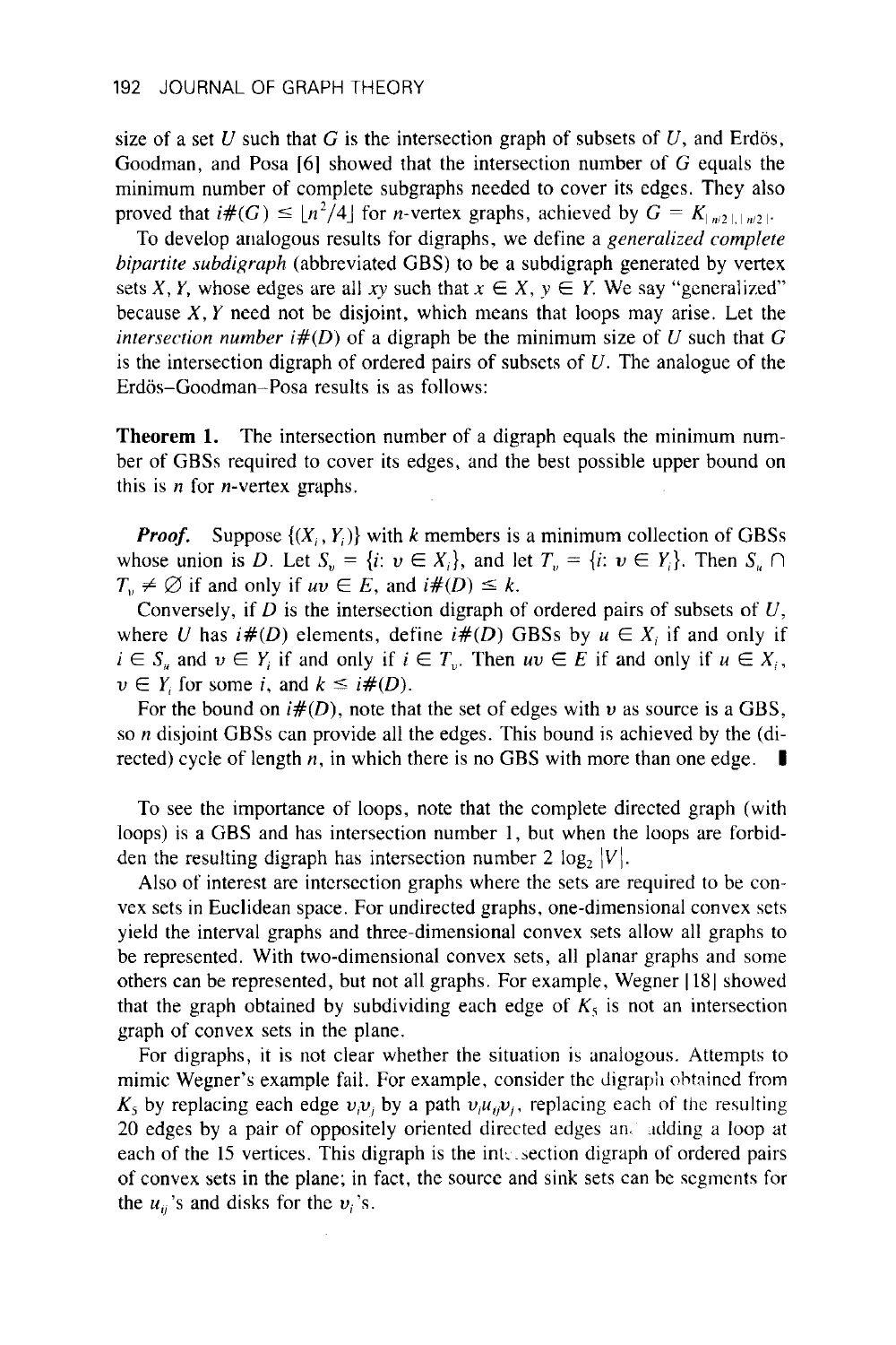size of a set $U$ such that $G$ is the intersection graph of subsets of $U$, and Erdös, Goodman, and Posa [6] showed that the intersection number of $G$ equals the minimum number of complete subgraphs needed to cover its edges. They also proved that $i\#(G) \leq \lfloor n^2/4 \rfloor$ for $n$-vertex graphs, achieved by $G = K_{\lfloor n/2 \rfloor, \lfloor n/2 \rfloor}$.

To develop analogous results for digraphs, we define a *generalized complete bipartite subdigraph* (abbreviated GBS) to be a subdigraph generated by vertex sets $X, Y$, whose edges are all $xy$ such that $x \in X$, $y \in Y$. We say "generalized" because $X, Y$ need not be disjoint, which means that loops may arise. Let the *intersection number* $i\#(D)$ of a digraph be the minimum size of $U$ such that $G$ is the intersection digraph of ordered pairs of subsets of $U$. The analogue of the Erdös–Goodman–Posa results is as follows:

**Theorem 1.** The intersection number of a digraph equals the minimum number of GBSs required to cover its edges, and the best possible upper bound on this is $n$ for $n$-vertex graphs.

***Proof.*** Suppose $\{(X_i, Y_i)\}$ with $k$ members is a minimum collection of GBSs whose union is $D$. Let $S_v = \{i\colon v \in X_i\}$, and let $T_v = \{i\colon v \in Y_i\}$. Then $S_u \cap T_v \neq \emptyset$ if and only if $uv \in E$, and $i\#(D) \leq k$.

Conversely, if $D$ is the intersection digraph of ordered pairs of subsets of $U$, where $U$ has $i\#(D)$ elements, define $i\#(D)$ GBSs by $u \in X_i$ if and only if $i \in S_u$ and $v \in Y_i$ if and only if $i \in T_v$. Then $uv \in E$ if and only if $u \in X_i$, $v \in Y_i$ for some $i$, and $k \leq i\#(D)$.

For the bound on $i\#(D)$, note that the set of edges with $v$ as source is a GBS, so $n$ disjoint GBSs can provide all the edges. This bound is achieved by the (directed) cycle of length $n$, in which there is no GBS with more than one edge. ∎

To see the importance of loops, note that the complete directed graph (with loops) is a GBS and has intersection number 1, but when the loops are forbidden the resulting digraph has intersection number $2 \log_2 |V|$.

Also of interest are intersection graphs where the sets are required to be convex sets in Euclidean space. For undirected graphs, one-dimensional convex sets yield the interval graphs and three-dimensional convex sets allow all graphs to be represented. With two-dimensional convex sets, all planar graphs and some others can be represented, but not all graphs. For example, Wegner [18] showed that the graph obtained by subdividing each edge of $K_5$ is not an intersection graph of convex sets in the plane.

For digraphs, it is not clear whether the situation is analogous. Attempts to mimic Wegner's example fail. For example, consider the digraph obtained from $K_5$ by replacing each edge $v_iv_j$ by a path $v_iu_{ij}v_j$, replacing each of the resulting 20 edges by a pair of oppositely oriented directed edges and adding a loop at each of the 15 vertices. This digraph is the intersection digraph of ordered pairs of convex sets in the plane; in fact, the source and sink sets can be segments for the $u_{ij}$'s and disks for the $v_i$'s.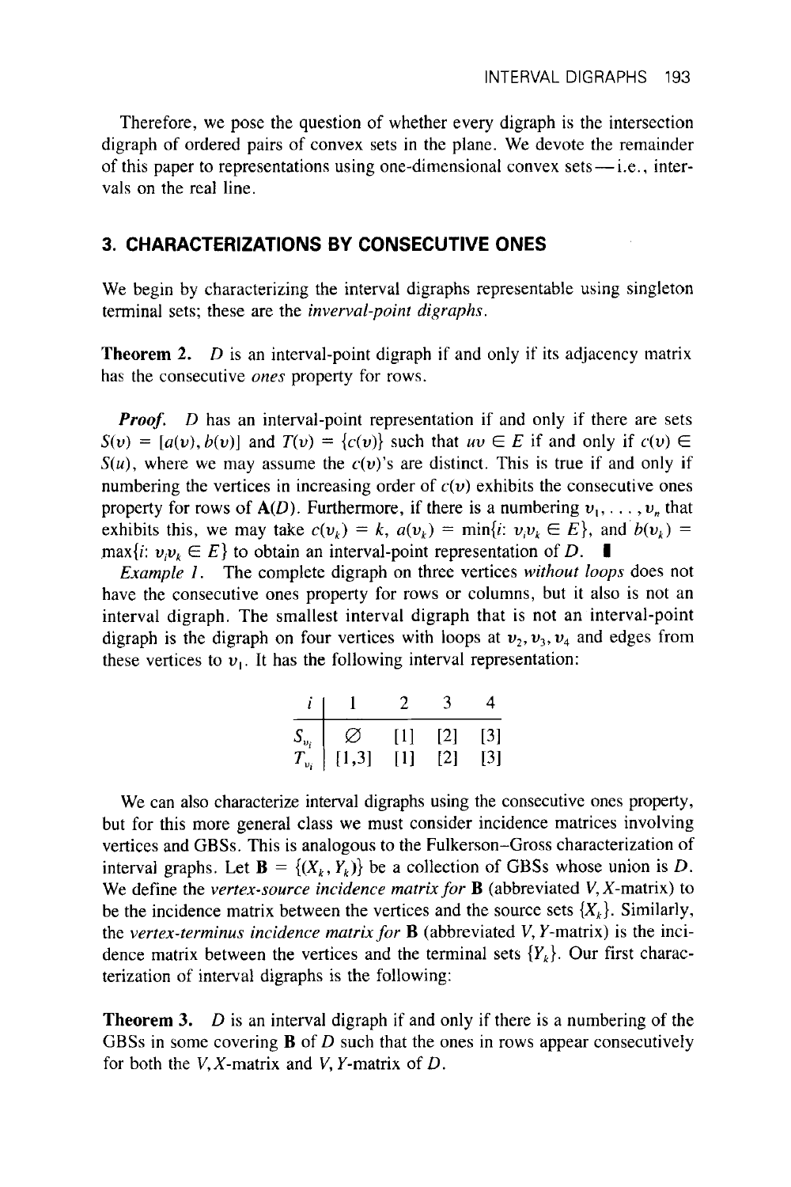Therefore, we pose the question of whether every digraph is the intersection digraph of ordered pairs of convex sets in the plane. We devote the remainder of this paper to representations using one-dimensional convex sets—i.e., intervals on the real line.

## 3. CHARACTERIZATIONS BY CONSECUTIVE ONES

We begin by characterizing the interval digraphs representable using singleton terminal sets; these are the *inverval-point digraphs*.

**Theorem 2.** $D$ is an interval-point digraph if and only if its adjacency matrix has the consecutive *ones* property for rows.

***Proof.*** $D$ has an interval-point representation if and only if there are sets $S(v) = [a(v), b(v)]$ and $T(v) = \{c(v)\}$ such that $uv \in E$ if and only if $c(v) \in S(u)$, where we may assume the $c(v)$'s are distinct. This is true if and only if numbering the vertices in increasing order of $c(v)$ exhibits the consecutive ones property for rows of $\mathbf{A}(D)$. Furthermore, if there is a numbering $v_1, \ldots, v_n$ that exhibits this, we may take $c(v_k) = k$, $a(v_k) = \min\{i\colon v_i v_k \in E\}$, and $b(v_k) = \max\{i\colon v_i v_k \in E\}$ to obtain an interval-point representation of $D$. ∎

*Example 1.* The complete digraph on three vertices *without loops* does not have the consecutive ones property for rows or columns, but it also is not an interval digraph. The smallest interval digraph that is not an interval-point digraph is the digraph on four vertices with loops at $v_2, v_3, v_4$ and edges from these vertices to $v_1$. It has the following interval representation:

| $i$ | 1 | 2 | 3 | 4 |
|---|---|---|---|---|
| $S_{v_i}$ | $\varnothing$ | [1] | [2] | [3] |
| $T_{v_i}$ | [1,3] | [1] | [2] | [3] |

We can also characterize interval digraphs using the consecutive ones property, but for this more general class we must consider incidence matrices involving vertices and GBSs. This is analogous to the Fulkerson–Gross characterization of interval graphs. Let $\mathbf{B} = \{(X_k, Y_k)\}$ be a collection of GBSs whose union is $D$. We define the *vertex-source incidence matrix for* $\mathbf{B}$ (abbreviated $V, X$-matrix) to be the incidence matrix between the vertices and the source sets $\{X_k\}$. Similarly, the *vertex-terminus incidence matrix for* $\mathbf{B}$ (abbreviated $V, Y$-matrix) is the incidence matrix between the vertices and the terminal sets $\{Y_k\}$. Our first characterization of interval digraphs is the following:

**Theorem 3.** $D$ is an interval digraph if and only if there is a numbering of the GBSs in some covering $\mathbf{B}$ of $D$ such that the ones in rows appear consecutively for both the $V, X$-matrix and $V, Y$-matrix of $D$.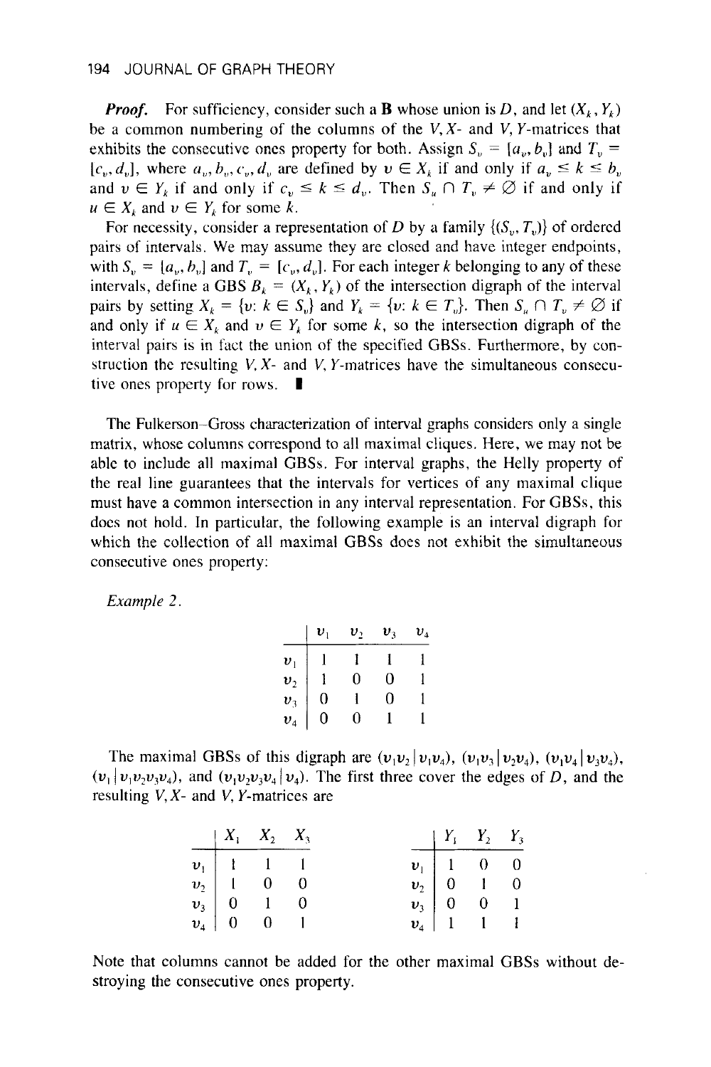***Proof.*** For sufficiency, consider such a $\mathbf{B}$ whose union is $D$, and let $(X_k, Y_k)$ be a common numbering of the columns of the $V,X$- and $V,Y$-matrices that exhibits the consecutive ones property for both. Assign $S_v = [a_v, b_v]$ and $T_v = [c_v, d_v]$, where $a_v, b_v, c_v, d_v$ are defined by $v \in X_k$ if and only if $a_v \leq k \leq b_v$ and $v \in Y_k$ if and only if $c_v \leq k \leq d_v$. Then $S_u \cap T_v \neq \emptyset$ if and only if $u \in X_k$ and $v \in Y_k$ for some $k$.

For necessity, consider a representation of $D$ by a family $\{(S_v, T_v)\}$ of ordered pairs of intervals. We may assume they are closed and have integer endpoints, with $S_v = [a_v, b_v]$ and $T_v = [c_v, d_v]$. For each integer $k$ belonging to any of these intervals, define a GBS $B_k = (X_k, Y_k)$ of the intersection digraph of the interval pairs by setting $X_k = \{v: k \in S_v\}$ and $Y_k = \{v: k \in T_v\}$. Then $S_u \cap T_v \neq \emptyset$ if and only if $u \in X_k$ and $v \in Y_k$ for some $k$, so the intersection digraph of the interval pairs is in fact the union of the specified GBSs. Furthermore, by construction the resulting $V,X$- and $V,Y$-matrices have the simultaneous consecutive ones property for rows. ∎

The Fulkerson–Gross characterization of interval graphs considers only a single matrix, whose columns correspond to all maximal cliques. Here, we may not be able to include all maximal GBSs. For interval graphs, the Helly property of the real line guarantees that the intervals for vertices of any maximal clique must have a common intersection in any interval representation. For GBSs, this does not hold. In particular, the following example is an interval digraph for which the collection of all maximal GBSs does not exhibit the simultaneous consecutive ones property:

*Example 2.*

| | $v_1$ | $v_2$ | $v_3$ | $v_4$ |
|---|---|---|---|---|
| $v_1$ | 1 | 1 | 1 | 1 |
| $v_2$ | 1 | 0 | 0 | 1 |
| $v_3$ | 0 | 1 | 0 | 1 |
| $v_4$ | 0 | 0 | 1 | 1 |

The maximal GBSs of this digraph are $(v_1v_2 | v_1v_4)$, $(v_1v_3 | v_2v_4)$, $(v_1v_4 | v_3v_4)$, $(v_1 | v_1v_2v_3v_4)$, and $(v_1v_2v_3v_4 | v_4)$. The first three cover the edges of $D$, and the resulting $V,X$- and $V,Y$-matrices are

| | $X_1$ | $X_2$ | $X_3$ |
|---|---|---|---|
| $v_1$ | 1 | 1 | 1 |
| $v_2$ | 1 | 0 | 0 |
| $v_3$ | 0 | 1 | 0 |
| $v_4$ | 0 | 0 | 1 |

| | $Y_1$ | $Y_2$ | $Y_3$ |
|---|---|---|---|
| $v_1$ | 1 | 0 | 0 |
| $v_2$ | 0 | 1 | 0 |
| $v_3$ | 0 | 0 | 1 |
| $v_4$ | 1 | 1 | 1 |

Note that columns cannot be added for the other maximal GBSs without destroying the consecutive ones property.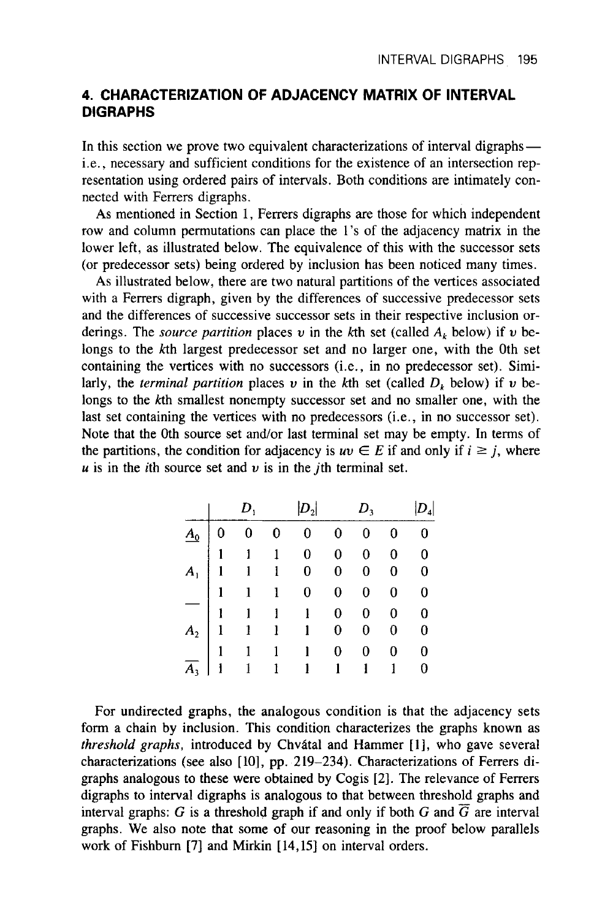## 4. CHARACTERIZATION OF ADJACENCY MATRIX OF INTERVAL DIGRAPHS

In this section we prove two equivalent characterizations of interval digraphs—i.e., necessary and sufficient conditions for the existence of an intersection representation using ordered pairs of intervals. Both conditions are intimately connected with Ferrers digraphs.

As mentioned in Section 1, Ferrers digraphs are those for which independent row and column permutations can place the 1's of the adjacency matrix in the lower left, as illustrated below. The equivalence of this with the successor sets (or predecessor sets) being ordered by inclusion has been noticed many times.

As illustrated below, there are two natural partitions of the vertices associated with a Ferrers digraph, given by the differences of successive predecessor sets and the differences of successive successor sets in their respective inclusion orderings. The *source partition* places $v$ in the $k$th set (called $A_k$ below) if $v$ belongs to the $k$th largest predecessor set and no larger one, with the 0th set containing the vertices with no successors (i.e., in no predecessor set). Similarly, the *terminal partition* places $v$ in the $k$th set (called $D_k$ below) if $v$ belongs to the $k$th smallest nonempty successor set and no smaller one, with the last set containing the vertices with no predecessors (i.e., in no successor set). Note that the 0th source set and/or last terminal set may be empty. In terms of the partitions, the condition for adjacency is $uv \in E$ if and only if $i \geq j$, where $u$ is in the $i$th source set and $v$ is in the $j$th terminal set.

| | | $D_1$ | | $\lvert D_2\rvert$ | | $D_3$ | | $\lvert D_4\rvert$ |
|---|---|---|---|---|---|---|---|---|
| $A_0$ | 0 | 0 | 0 | 0 | 0 | 0 | 0 | 0 |
| | 1 | 1 | 1 | 0 | 0 | 0 | 0 | 0 |
| $A_1$ | 1 | 1 | 1 | 0 | 0 | 0 | 0 | 0 |
| | 1 | 1 | 1 | 0 | 0 | 0 | 0 | 0 |
| | 1 | 1 | 1 | 1 | 0 | 0 | 0 | 0 |
| $A_2$ | 1 | 1 | 1 | 1 | 0 | 0 | 0 | 0 |
| | 1 | 1 | 1 | 1 | 0 | 0 | 0 | 0 |
| $A_3$ | 1 | 1 | 1 | 1 | 1 | 1 | 1 | 0 |

For undirected graphs, the analogous condition is that the adjacency sets form a chain by inclusion. This condition characterizes the graphs known as *threshold graphs*, introduced by Chvátal and Hammer [1], who gave several characterizations (see also [10], pp. 219–234). Characterizations of Ferrers digraphs analogous to these were obtained by Cogis [2]. The relevance of Ferrers digraphs to interval digraphs is analogous to that between threshold graphs and interval graphs: $G$ is a threshold graph if and only if both $G$ and $\overline{G}$ are interval graphs. We also note that some of our reasoning in the proof below parallels work of Fishburn [7] and Mirkin [14,15] on interval orders.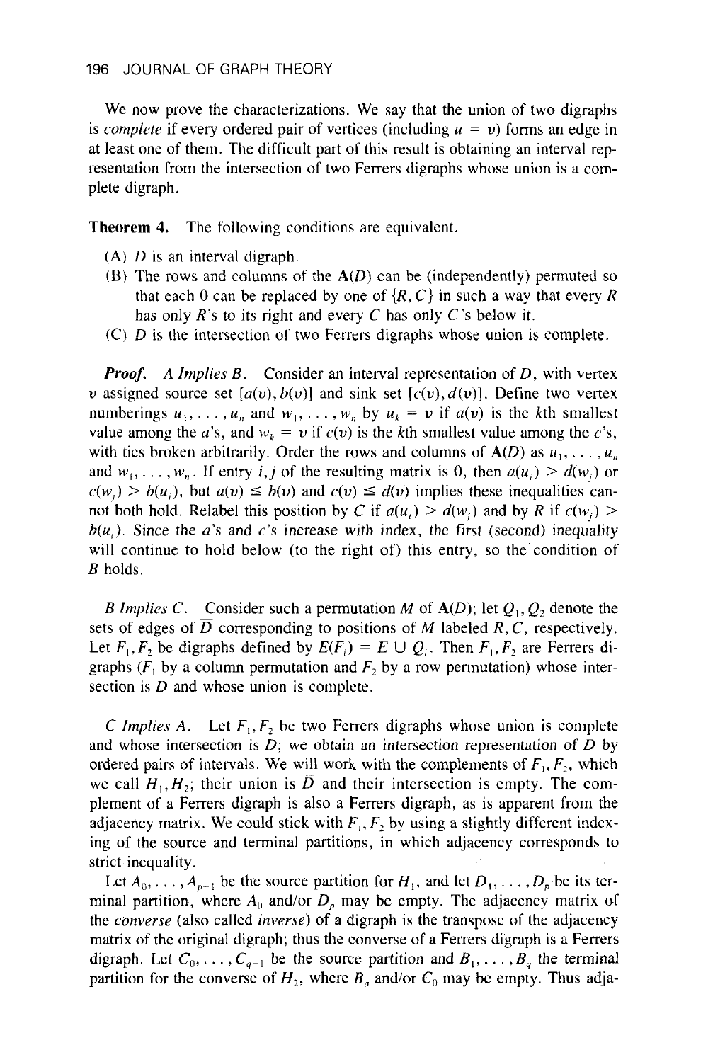We now prove the characterizations. We say that the union of two digraphs is *complete* if every ordered pair of vertices (including $u = v$) forms an edge in at least one of them. The difficult part of this result is obtaining an interval representation from the intersection of two Ferrers digraphs whose union is a complete digraph.

**Theorem 4.** The following conditions are equivalent.

(A) $D$ is an interval digraph.

(B) The rows and columns of the $\mathbf{A}(D)$ can be (independently) permuted so that each 0 can be replaced by one of $\{R, C\}$ in such a way that every $R$ has only $R$'s to its right and every $C$ has only $C$'s below it.

(C) $D$ is the intersection of two Ferrers digraphs whose union is complete.

***Proof.*** *A Implies B.* Consider an interval representation of $D$, with vertex $v$ assigned source set $[a(v), b(v)]$ and sink set $[c(v), d(v)]$. Define two vertex numberings $u_1, \ldots, u_n$ and $w_1, \ldots, w_n$ by $u_k = v$ if $a(v)$ is the $k$th smallest value among the $a$'s, and $w_k = v$ if $c(v)$ is the $k$th smallest value among the $c$'s, with ties broken arbitrarily. Order the rows and columns of $\mathbf{A}(D)$ as $u_1, \ldots, u_n$ and $w_1, \ldots, w_n$. If entry $i, j$ of the resulting matrix is 0, then $a(u_i) > d(w_j)$ or $c(w_j) > b(u_i)$, but $a(v) \leq b(v)$ and $c(v) \leq d(v)$ implies these inequalities cannot both hold. Relabel this position by $C$ if $a(u_i) > d(w_j)$ and by $R$ if $c(w_j) > b(u_i)$. Since the $a$'s and $c$'s increase with index, the first (second) inequality will continue to hold below (to the right of) this entry, so the condition of $B$ holds.

*B Implies C.* Consider such a permutation $M$ of $\mathbf{A}(D)$; let $Q_1, Q_2$ denote the sets of edges of $\overline{D}$ corresponding to positions of $M$ labeled $R, C$, respectively. Let $F_1, F_2$ be digraphs defined by $E(F_i) = E \cup Q_i$. Then $F_1, F_2$ are Ferrers digraphs ($F_1$ by a column permutation and $F_2$ by a row permutation) whose intersection is $D$ and whose union is complete.

*C Implies A.* Let $F_1, F_2$ be two Ferrers digraphs whose union is complete and whose intersection is $D$; we obtain an intersection representation of $D$ by ordered pairs of intervals. We will work with the complements of $F_1, F_2$, which we call $H_1, H_2$; their union is $\overline{D}$ and their intersection is empty. The complement of a Ferrers digraph is also a Ferrers digraph, as is apparent from the adjacency matrix. We could stick with $F_1, F_2$ by using a slightly different indexing of the source and terminal partitions, in which adjacency corresponds to strict inequality.

Let $A_0, \ldots, A_{p-1}$ be the source partition for $H_1$, and let $D_1, \ldots, D_p$ be its terminal partition, where $A_0$ and/or $D_p$ may be empty. The adjacency matrix of the *converse* (also called *inverse*) of a digraph is the transpose of the adjacency matrix of the original digraph; thus the converse of a Ferrers digraph is a Ferrers digraph. Let $C_0, \ldots, C_{q-1}$ be the source partition and $B_1, \ldots, B_q$ the terminal partition for the converse of $H_2$, where $B_q$ and/or $C_0$ may be empty. Thus adja-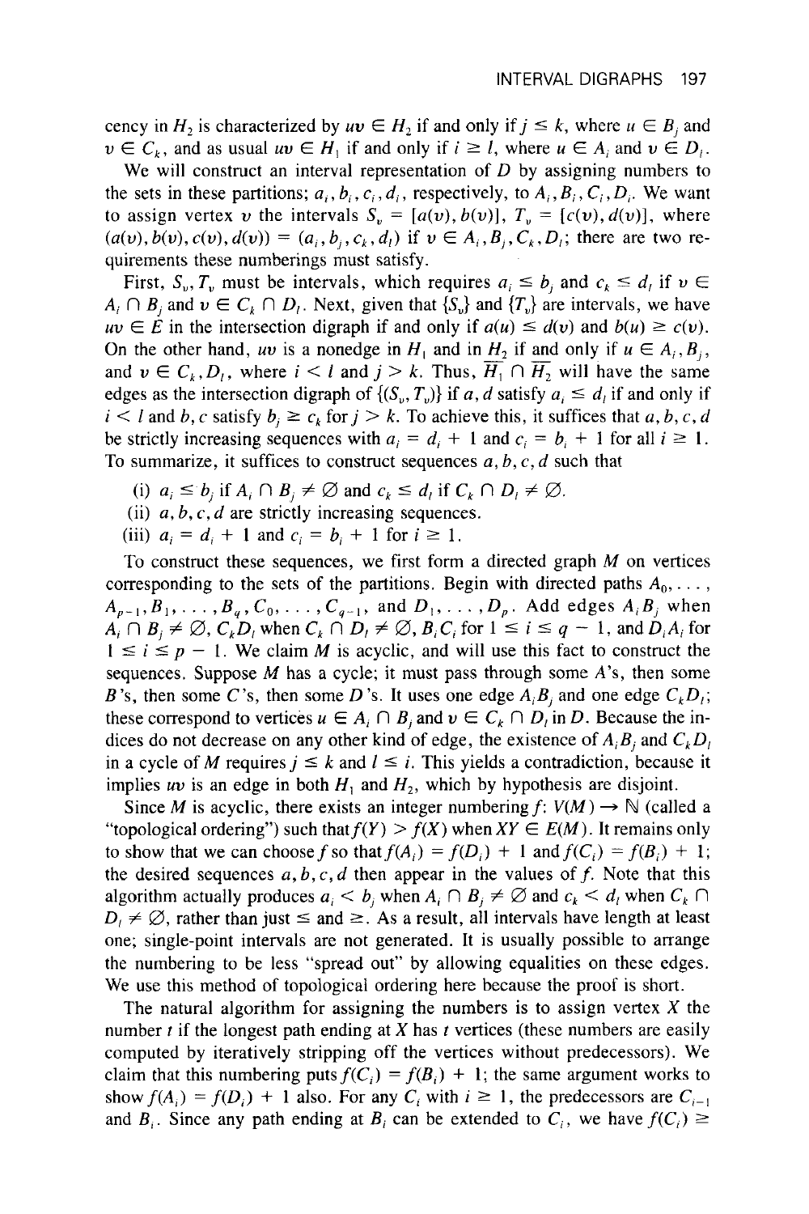cency in $H_2$ is characterized by $uv \in H_2$ if and only if $j \le k$, where $u \in B_j$ and $v \in C_k$, and as usual $uv \in H_1$ if and only if $i \ge l$, where $u \in A_i$ and $v \in D_l$.

We will construct an interval representation of $D$ by assigning numbers to the sets in these partitions; $a_i, b_i, c_i, d_i$, respectively, to $A_i, B_i, C_i, D_i$. We want to assign vertex $v$ the intervals $S_v = [a(v), b(v)]$, $T_v = [c(v), d(v)]$, where $(a(v), b(v), c(v), d(v)) = (a_i, b_j, c_k, d_l)$ if $v \in A_i, B_j, C_k, D_l$; there are two requirements these numberings must satisfy.

First, $S_v, T_v$ must be intervals, which requires $a_i \le b_j$ and $c_k \le d_l$ if $v \in A_i \cap B_j$ and $v \in C_k \cap D_l$. Next, given that $\{S_v\}$ and $\{T_v\}$ are intervals, we have $uv \in E$ in the intersection digraph if and only if $a(u) \le d(v)$ and $b(u) \ge c(v)$. On the other hand, $uv$ is a nonedge in $H_1$ and in $H_2$ if and only if $u \in A_i, B_j$, and $v \in C_k, D_l$, where $i < l$ and $j > k$. Thus, $\overline{H_1} \cap \overline{H_2}$ will have the same edges as the intersection digraph of $\{(S_v, T_v)\}$ if $a, d$ satisfy $a_i \le d_l$ if and only if $i < l$ and $b, c$ satisfy $b_j \ge c_k$ for $j > k$. To achieve this, it suffices that $a, b, c, d$ be strictly increasing sequences with $a_i = d_i + 1$ and $c_i = b_i + 1$ for all $i \ge 1$. To summarize, it suffices to construct sequences $a, b, c, d$ such that

(i) $a_i \le b_j$ if $A_i \cap B_j \ne \varnothing$ and $c_k \le d_l$ if $C_k \cap D_l \ne \varnothing$.
(ii) $a, b, c, d$ are strictly increasing sequences.
(iii) $a_i = d_i + 1$ and $c_i = b_i + 1$ for $i \ge 1$.

To construct these sequences, we first form a directed graph $M$ on vertices corresponding to the sets of the partitions. Begin with directed paths $A_0, \dots, A_{p-1}, B_1, \dots, B_q, C_0, \dots, C_{q-1}$, and $D_1, \dots, D_p$. Add edges $A_iB_j$ when $A_i \cap B_j \ne \varnothing$, $C_kD_l$ when $C_k \cap D_l \ne \varnothing$, $B_iC_i$ for $1 \le i \le q-1$, and $D_iA_i$ for $1 \le i \le p-1$. We claim $M$ is acyclic, and will use this fact to construct the sequences. Suppose $M$ has a cycle; it must pass through some $A$'s, then some $B$'s, then some $C$'s, then some $D$'s. It uses one edge $A_iB_j$ and one edge $C_kD_l$; these correspond to vertices $u \in A_i \cap B_j$ and $v \in C_k \cap D_l$ in $D$. Because the indices do not decrease on any other kind of edge, the existence of $A_iB_j$ and $C_kD_l$ in a cycle of $M$ requires $j \le k$ and $l \le i$. This yields a contradiction, because it implies $uv$ is an edge in both $H_1$ and $H_2$, which by hypothesis are disjoint.

Since $M$ is acyclic, there exists an integer numbering $f: V(M) \to \mathbb{N}$ (called a "topological ordering") such that $f(Y) > f(X)$ when $XY \in E(M)$. It remains only to show that we can choose $f$ so that $f(A_i) = f(D_i) + 1$ and $f(C_i) = f(B_i) + 1$; the desired sequences $a, b, c, d$ then appear in the values of $f$. Note that this algorithm actually produces $a_i < b_j$ when $A_i \cap B_j \ne \varnothing$ and $c_k < d_l$ when $C_k \cap D_l \ne \varnothing$, rather than just $\le$ and $\ge$. As a result, all intervals have length at least one; single-point intervals are not generated. It is usually possible to arrange the numbering to be less "spread out" by allowing equalities on these edges. We use this method of topological ordering here because the proof is short.

The natural algorithm for assigning the numbers is to assign vertex $X$ the number $t$ if the longest path ending at $X$ has $t$ vertices (these numbers are easily computed by iteratively stripping off the vertices without predecessors). We claim that this numbering puts $f(C_i) = f(B_i) + 1$; the same argument works to show $f(A_i) = f(D_i) + 1$ also. For any $C_i$ with $i \ge 1$, the predecessors are $C_{i-1}$ and $B_i$. Since any path ending at $B_i$ can be extended to $C_i$, we have $f(C_i) \ge$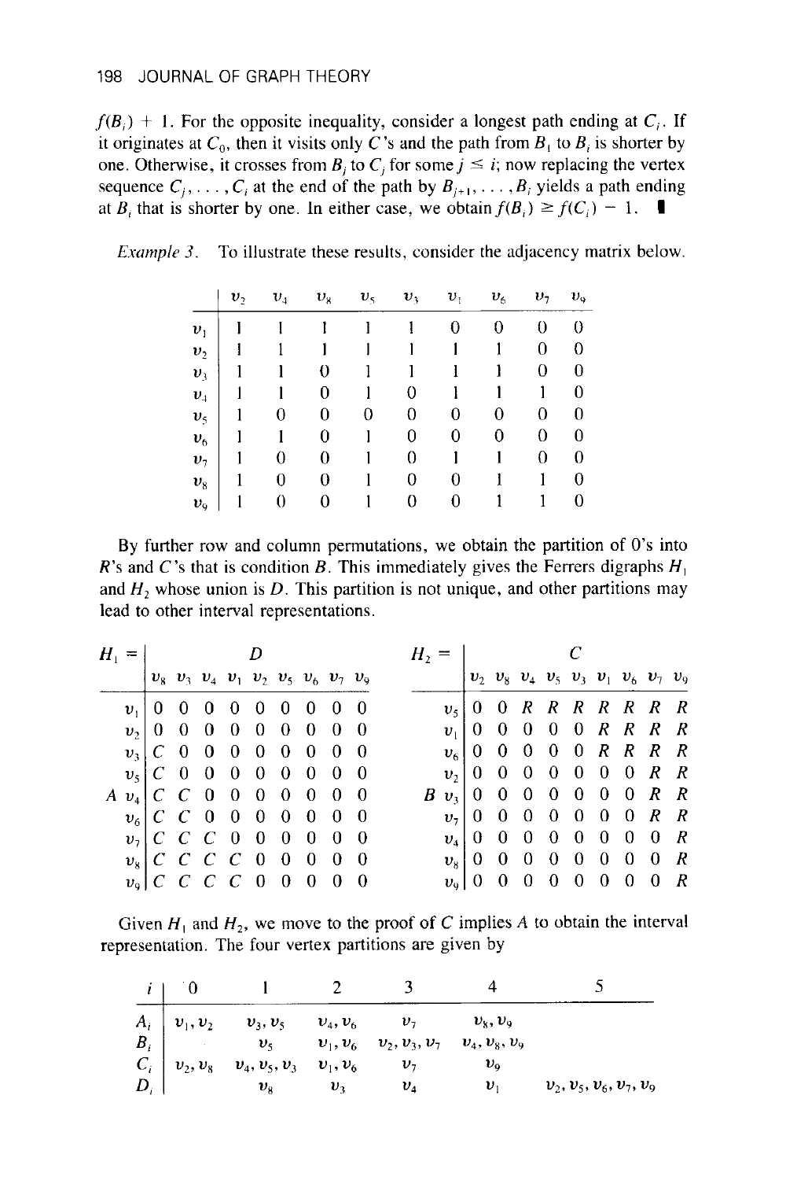$f(B_i) + 1$. For the opposite inequality, consider a longest path ending at $C_i$. If it originates at $C_0$, then it visits only $C$'s and the path from $B_1$ to $B_i$ is shorter by one. Otherwise, it crosses from $B_j$ to $C_j$ for some $j \leq i$; now replacing the vertex sequence $C_j, \ldots, C_i$ at the end of the path by $B_{j+1}, \ldots, B_i$ yields a path ending at $B_i$ that is shorter by one. In either case, we obtain $f(B_i) \geq f(C_i) - 1$. ∎

*Example 3.* To illustrate these results, consider the adjacency matrix below.

| | $v_2$ | $v_4$ | $v_8$ | $v_5$ | $v_3$ | $v_1$ | $v_6$ | $v_7$ | $v_9$ |
|---|---|---|---|---|---|---|---|---|---|
| $v_1$ | 1 | 1 | 1 | 1 | 1 | 0 | 0 | 0 | 0 |
| $v_2$ | 1 | 1 | 1 | 1 | 1 | 1 | 1 | 0 | 0 |
| $v_3$ | 1 | 1 | 0 | 1 | 1 | 1 | 1 | 0 | 0 |
| $v_4$ | 1 | 1 | 0 | 1 | 0 | 1 | 1 | 1 | 0 |
| $v_5$ | 1 | 0 | 0 | 0 | 0 | 0 | 0 | 0 | 0 |
| $v_6$ | 1 | 1 | 0 | 1 | 0 | 0 | 0 | 0 | 0 |
| $v_7$ | 1 | 0 | 0 | 1 | 0 | 1 | 1 | 0 | 0 |
| $v_8$ | 1 | 0 | 0 | 1 | 0 | 0 | 1 | 1 | 0 |
| $v_9$ | 1 | 0 | 0 | 1 | 0 | 0 | 1 | 1 | 0 |

By further row and column permutations, we obtain the partition of 0's into $R$'s and $C$'s that is condition $B$. This immediately gives the Ferrers digraphs $H_1$ and $H_2$ whose union is $D$. This partition is not unique, and other partitions may lead to other interval representations.

$H_1 =$ ($A$ rows, $D$ columns)

| | $v_8$ | $v_3$ | $v_4$ | $v_1$ | $v_2$ | $v_5$ | $v_6$ | $v_7$ | $v_9$ |
|---|---|---|---|---|---|---|---|---|---|
| $v_1$ | 0 | 0 | 0 | 0 | 0 | 0 | 0 | 0 | 0 |
| $v_2$ | 0 | 0 | 0 | 0 | 0 | 0 | 0 | 0 | 0 |
| $v_3$ | $C$ | 0 | 0 | 0 | 0 | 0 | 0 | 0 | 0 |
| $v_5$ | $C$ | 0 | 0 | 0 | 0 | 0 | 0 | 0 | 0 |
| $v_4$ | $C$ | $C$ | 0 | 0 | 0 | 0 | 0 | 0 | 0 |
| $v_6$ | $C$ | $C$ | 0 | 0 | 0 | 0 | 0 | 0 | 0 |
| $v_7$ | $C$ | $C$ | $C$ | 0 | 0 | 0 | 0 | 0 | 0 |
| $v_8$ | $C$ | $C$ | $C$ | $C$ | 0 | 0 | 0 | 0 | 0 |
| $v_9$ | $C$ | $C$ | $C$ | $C$ | 0 | 0 | 0 | 0 | 0 |

$H_2 =$ ($B$ rows, $C$ columns)

| | $v_2$ | $v_8$ | $v_4$ | $v_5$ | $v_3$ | $v_1$ | $v_6$ | $v_7$ | $v_9$ |
|---|---|---|---|---|---|---|---|---|---|
| $v_5$ | 0 | 0 | $R$ | $R$ | $R$ | $R$ | $R$ | $R$ | $R$ |
| $v_1$ | 0 | 0 | 0 | 0 | 0 | $R$ | $R$ | $R$ | $R$ |
| $v_6$ | 0 | 0 | 0 | 0 | 0 | $R$ | $R$ | $R$ | $R$ |
| $v_2$ | 0 | 0 | 0 | 0 | 0 | 0 | 0 | $R$ | $R$ |
| $v_3$ | 0 | 0 | 0 | 0 | 0 | 0 | 0 | $R$ | $R$ |
| $v_7$ | 0 | 0 | 0 | 0 | 0 | 0 | 0 | $R$ | $R$ |
| $v_4$ | 0 | 0 | 0 | 0 | 0 | 0 | 0 | 0 | $R$ |
| $v_8$ | 0 | 0 | 0 | 0 | 0 | 0 | 0 | 0 | $R$ |
| $v_9$ | 0 | 0 | 0 | 0 | 0 | 0 | 0 | 0 | $R$ |

Given $H_1$ and $H_2$, we move to the proof of $C$ implies $A$ to obtain the interval representation. The four vertex partitions are given by

| $i$ | 0 | 1 | 2 | 3 | 4 | 5 |
|---|---|---|---|---|---|---|
| $A_i$ | $v_1, v_2$ | $v_3, v_5$ | $v_4, v_6$ | $v_7$ | $v_8, v_9$ | |
| $B_i$ | | $v_5$ | $v_1, v_6$ | $v_2, v_3, v_7$ | $v_4, v_8, v_9$ | |
| $C_i$ | $v_2, v_8$ | $v_4, v_5, v_3$ | $v_1, v_6$ | $v_7$ | $v_9$ | |
| $D_i$ | | $v_8$ | $v_3$ | $v_4$ | $v_1$ | $v_2, v_5, v_6, v_7, v_9$ |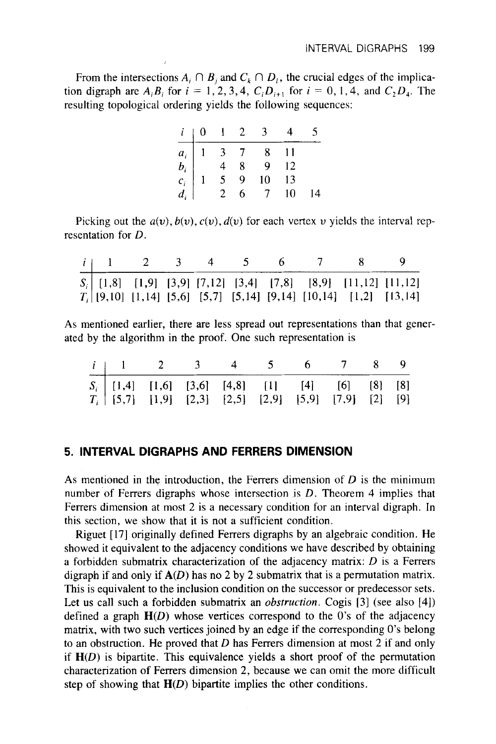From the intersections $A_i \cap B_j$ and $C_k \cap D_l$, the crucial edges of the implication digraph are $A_iB_i$ for $i = 1, 2, 3, 4$, $C_iD_{i+1}$ for $i = 0, 1, 4$, and $C_2D_4$. The resulting topological ordering yields the following sequences:

| $i$ | 0 | 1 | 2 | 3 | 4 | 5 |
|---|---|---|---|---|---|---|
| $a_i$ | 1 | 3 | 7 | 8 | 11 | |
| $b_i$ | | 4 | 8 | 9 | 12 | |
| $c_i$ | 1 | 5 | 9 | 10 | 13 | |
| $d_i$ | | 2 | 6 | 7 | 10 | 14 |

Picking out the $a(v), b(v), c(v), d(v)$ for each vertex $v$ yields the interval representation for $D$.

| $i$ | 1 | 2 | 3 | 4 | 5 | 6 | 7 | 8 | 9 |
|---|---|---|---|---|---|---|---|---|---|
| $S_i$ | [1,8] | [1,9] | [3,9] | [7,12] | [3,4] | [7,8] | [8,9] | [11,12] | [11,12] |
| $T_i$ | [9,10] | [1,14] | [5,6] | [5,7] | [5,14] | [9,14] | [10,14] | [1,2] | [13,14] |

As mentioned earlier, there are less spread out representations than that generated by the algorithm in the proof. One such representation is

| $i$ | 1 | 2 | 3 | 4 | 5 | 6 | 7 | 8 | 9 |
|---|---|---|---|---|---|---|---|---|---|
| $S_i$ | [1,4] | [1,6] | [3,6] | [4,8] | [1] | [4] | [6] | [8] | [8] |
| $T_i$ | [5,7] | [1,9] | [2,3] | [2,5] | [2,9] | [5,9] | [7,9] | [2] | [9] |

## 5. INTERVAL DIGRAPHS AND FERRERS DIMENSION

As mentioned in the introduction, the Ferrers dimension of $D$ is the minimum number of Ferrers digraphs whose intersection is $D$. Theorem 4 implies that Ferrers dimension at most 2 is a necessary condition for an interval digraph. In this section, we show that it is not a sufficient condition.

Riguet [17] originally defined Ferrers digraphs by an algebraic condition. He showed it equivalent to the adjacency conditions we have described by obtaining a forbidden submatrix characterization of the adjacency matrix: $D$ is a Ferrers digraph if and only if $\mathbf{A}(D)$ has no 2 by 2 submatrix that is a permutation matrix. This is equivalent to the inclusion condition on the successor or predecessor sets. Let us call such a forbidden submatrix an *obstruction*. Cogis [3] (see also [4]) defined a graph $\mathbf{H}(D)$ whose vertices correspond to the 0's of the adjacency matrix, with two such vertices joined by an edge if the corresponding 0's belong to an obstruction. He proved that $D$ has Ferrers dimension at most 2 if and only if $\mathbf{H}(D)$ is bipartite. This equivalence yields a short proof of the permutation characterization of Ferrers dimension 2, because we can omit the more difficult step of showing that $\mathbf{H}(D)$ bipartite implies the other conditions.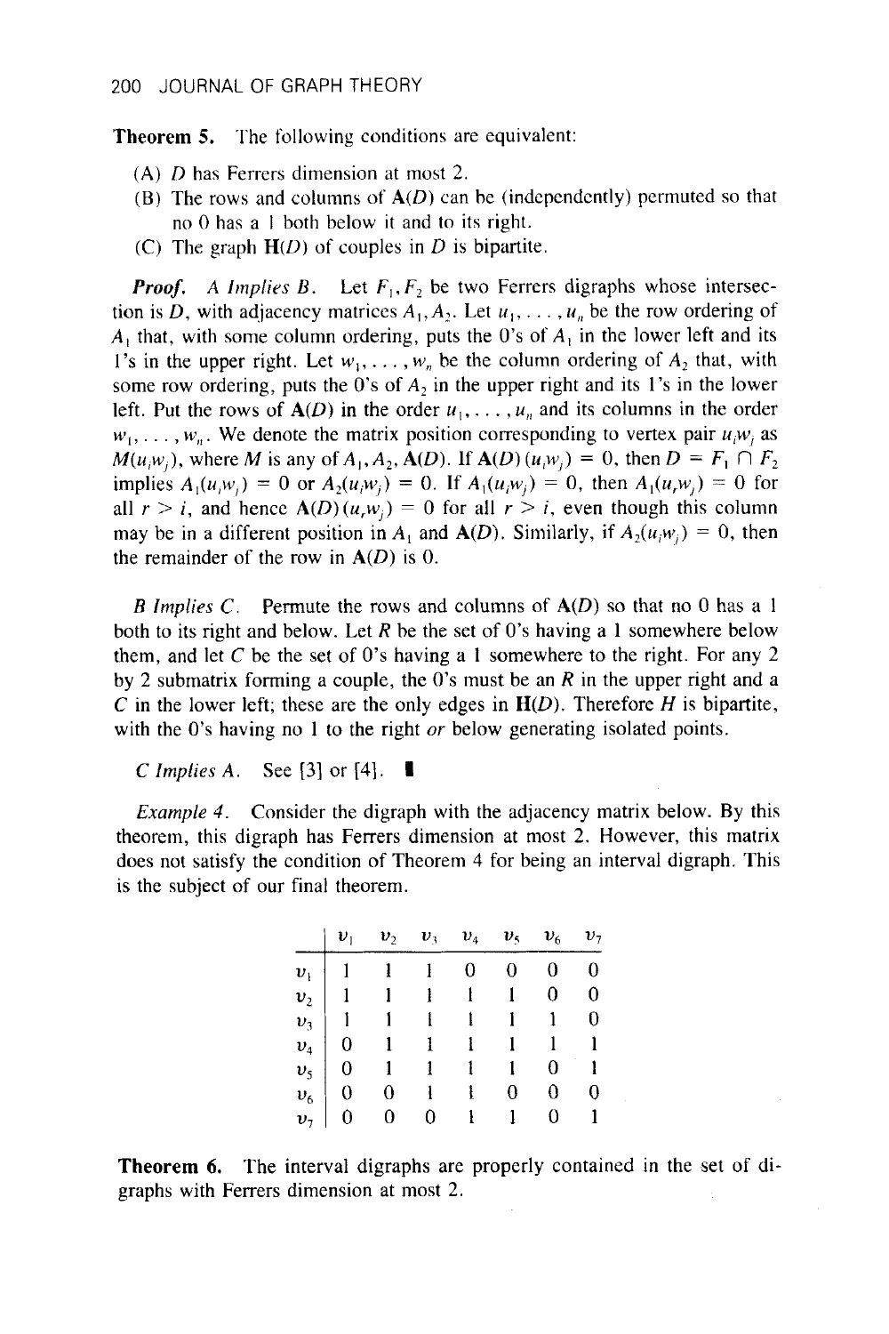**Theorem 5.** The following conditions are equivalent:

(A) $D$ has Ferrers dimension at most 2.
(B) The rows and columns of $\mathbf{A}(D)$ can be (independently) permuted so that no 0 has a 1 both below it and to its right.
(C) The graph $\mathbf{H}(D)$ of couples in $D$ is bipartite.

***Proof.*** *A Implies B.* Let $F_1, F_2$ be two Ferrers digraphs whose intersection is $D$, with adjacency matrices $A_1, A_2$. Let $u_1, \ldots, u_n$ be the row ordering of $A_1$ that, with some column ordering, puts the 0's of $A_1$ in the lower left and its 1's in the upper right. Let $w_1, \ldots, w_n$ be the column ordering of $A_2$ that, with some row ordering, puts the 0's of $A_2$ in the upper right and its 1's in the lower left. Put the rows of $\mathbf{A}(D)$ in the order $u_1, \ldots, u_n$ and its columns in the order $w_1, \ldots, w_n$. We denote the matrix position corresponding to vertex pair $u_iw_j$ as $M(u_iw_j)$, where $M$ is any of $A_1, A_2, \mathbf{A}(D)$. If $\mathbf{A}(D)(u_iw_j) = 0$, then $D = F_1 \cap F_2$ implies $A_1(u_iw_j) = 0$ or $A_2(u_iw_j) = 0$. If $A_1(u_iw_j) = 0$, then $A_1(u_rw_j) = 0$ for all $r > i$, and hence $\mathbf{A}(D)(u_rw_j) = 0$ for all $r > i$, even though this column may be in a different position in $A_1$ and $\mathbf{A}(D)$. Similarly, if $A_2(u_iw_j) = 0$, then the remainder of the row in $\mathbf{A}(D)$ is 0.

*B Implies C.* Permute the rows and columns of $\mathbf{A}(D)$ so that no 0 has a 1 both to its right and below. Let $R$ be the set of 0's having a 1 somewhere below them, and let $C$ be the set of 0's having a 1 somewhere to the right. For any 2 by 2 submatrix forming a couple, the 0's must be an $R$ in the upper right and a $C$ in the lower left; these are the only edges in $\mathbf{H}(D)$. Therefore $H$ is bipartite, with the 0's having no 1 to the right *or* below generating isolated points.

*C Implies A.* See [3] or [4]. ∎

*Example 4.* Consider the digraph with the adjacency matrix below. By this theorem, this digraph has Ferrers dimension at most 2. However, this matrix does not satisfy the condition of Theorem 4 for being an interval digraph. This is the subject of our final theorem.

| | $v_1$ | $v_2$ | $v_3$ | $v_4$ | $v_5$ | $v_6$ | $v_7$ |
|---|---|---|---|---|---|---|---|
| $v_1$ | 1 | 1 | 1 | 0 | 0 | 0 | 0 |
| $v_2$ | 1 | 1 | 1 | 1 | 1 | 0 | 0 |
| $v_3$ | 1 | 1 | 1 | 1 | 1 | 1 | 0 |
| $v_4$ | 0 | 1 | 1 | 1 | 1 | 1 | 1 |
| $v_5$ | 0 | 1 | 1 | 1 | 1 | 0 | 1 |
| $v_6$ | 0 | 0 | 1 | 1 | 0 | 0 | 0 |
| $v_7$ | 0 | 0 | 0 | 1 | 1 | 0 | 1 |

**Theorem 6.** The interval digraphs are properly contained in the set of digraphs with Ferrers dimension at most 2.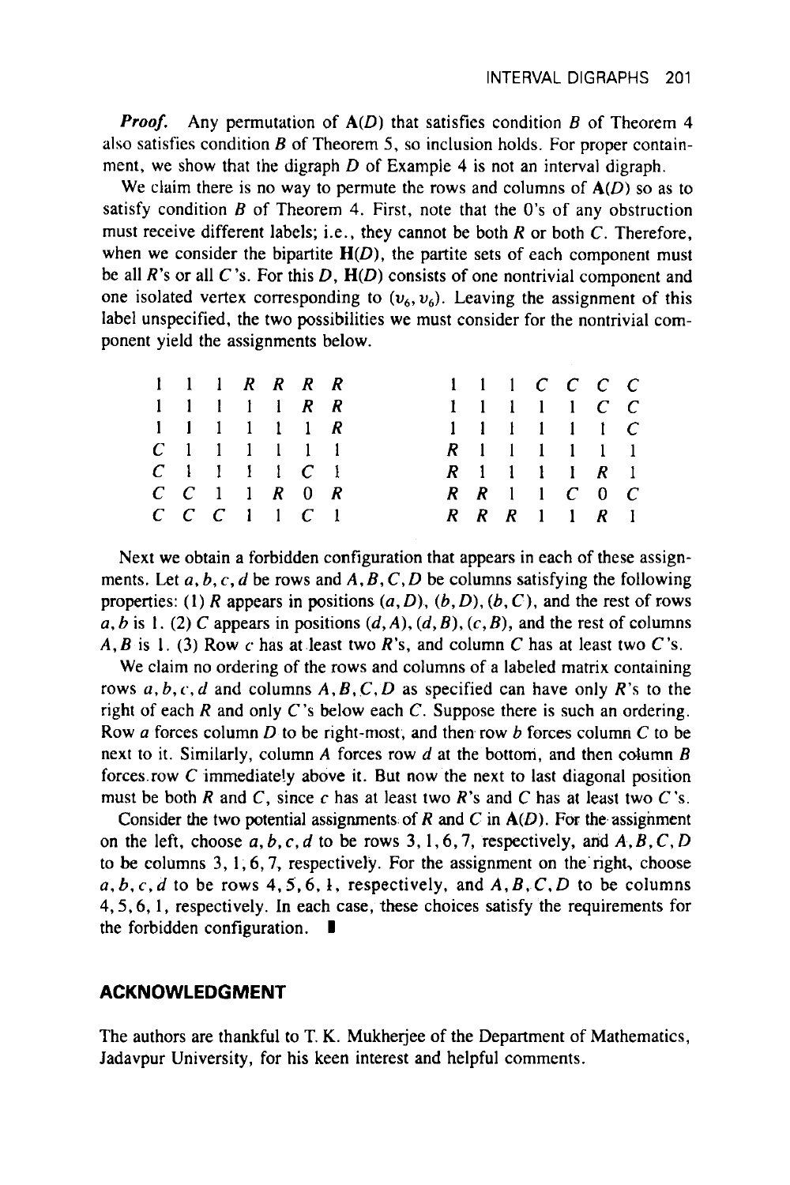*Proof.* Any permutation of $\mathbf{A}(D)$ that satisfies condition $B$ of Theorem 4 also satisfies condition $B$ of Theorem 5, so inclusion holds. For proper containment, we show that the digraph $D$ of Example 4 is not an interval digraph.

We claim there is no way to permute the rows and columns of $\mathbf{A}(D)$ so as to satisfy condition $B$ of Theorem 4. First, note that the 0's of any obstruction must receive different labels; i.e., they cannot be both $R$ or both $C$. Therefore, when we consider the bipartite $\mathbf{H}(D)$, the partite sets of each component must be all $R$'s or all $C$'s. For this $D$, $\mathbf{H}(D)$ consists of one nontrivial component and one isolated vertex corresponding to $(v_6, v_6)$. Leaving the assignment of this label unspecified, the two possibilities we must consider for the nontrivial component yield the assignments below.

$$
\begin{array}{ccccccc}
1 & 1 & 1 & R & R & R & R \\
1 & 1 & 1 & 1 & 1 & R & R \\
1 & 1 & 1 & 1 & 1 & 1 & R \\
C & 1 & 1 & 1 & 1 & 1 & 1 \\
C & 1 & 1 & 1 & 1 & C & 1 \\
C & C & 1 & 1 & R & 0 & R \\
C & C & C & 1 & 1 & C & 1
\end{array}
\qquad\qquad
\begin{array}{ccccccc}
1 & 1 & 1 & C & C & C & C \\
1 & 1 & 1 & 1 & 1 & C & C \\
1 & 1 & 1 & 1 & 1 & 1 & C \\
R & 1 & 1 & 1 & 1 & 1 & 1 \\
R & 1 & 1 & 1 & 1 & R & 1 \\
R & R & 1 & 1 & C & 0 & C \\
R & R & R & 1 & 1 & R & 1
\end{array}
$$

Next we obtain a forbidden configuration that appears in each of these assignments. Let $a, b, c, d$ be rows and $A, B, C, D$ be columns satisfying the following properties: (1) $R$ appears in positions $(a, D)$, $(b, D)$, $(b, C)$, and the rest of rows $a, b$ is 1. (2) $C$ appears in positions $(d, A)$, $(d, B)$, $(c, B)$, and the rest of columns $A, B$ is 1. (3) Row $c$ has at least two $R$'s, and column $C$ has at least two $C$'s.

We claim no ordering of the rows and columns of a labeled matrix containing rows $a, b, c, d$ and columns $A, B, C, D$ as specified can have only $R$'s to the right of each $R$ and only $C$'s below each $C$. Suppose there is such an ordering. Row $a$ forces column $D$ to be right-most, and then row $b$ forces column $C$ to be next to it. Similarly, column $A$ forces row $d$ at the bottom, and then column $B$ forces row $C$ immediately above it. But now the next to last diagonal position must be both $R$ and $C$, since $c$ has at least two $R$'s and $C$ has at least two $C$'s.

Consider the two potential assignments of $R$ and $C$ in $\mathbf{A}(D)$. For the assignment on the left, choose $a, b, c, d$ to be rows $3, 1, 6, 7$, respectively, and $A, B, C, D$ to be columns $3, 1, 6, 7$, respectively. For the assignment on the right, choose $a, b, c, d$ to be rows $4, 5, 6, 1$, respectively, and $A, B, C, D$ to be columns $4, 5, 6, 1$, respectively. In each case, these choices satisfy the requirements for the forbidden configuration. ∎

## ACKNOWLEDGMENT

The authors are thankful to T. K. Mukherjee of the Department of Mathematics, Jadavpur University, for his keen interest and helpful comments.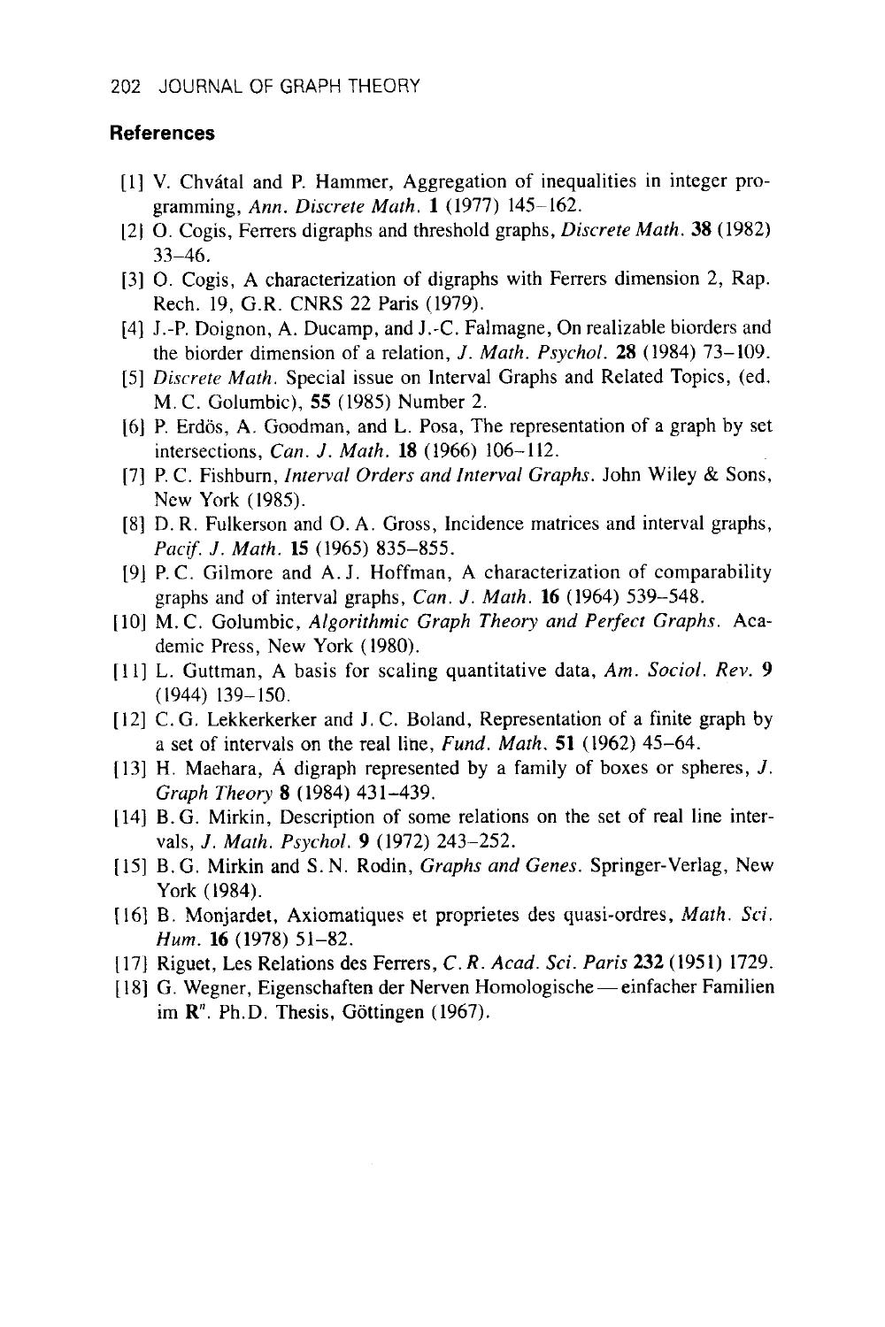## References

[1] V. Chvátal and P. Hammer, Aggregation of inequalities in integer programming, *Ann. Discrete Math.* **1** (1977) 145–162.

[2] O. Cogis, Ferrers digraphs and threshold graphs, *Discrete Math.* **38** (1982) 33–46.

[3] O. Cogis, A characterization of digraphs with Ferrers dimension 2, Rap. Rech. 19, G.R. CNRS 22 Paris (1979).

[4] J.-P. Doignon, A. Ducamp, and J.-C. Falmagne, On realizable biorders and the biorder dimension of a relation, *J. Math. Psychol.* **28** (1984) 73–109.

[5] *Discrete Math.* Special issue on Interval Graphs and Related Topics, (ed. M. C. Golumbic), **55** (1985) Number 2.

[6] P. Erdös, A. Goodman, and L. Posa, The representation of a graph by set intersections, *Can. J. Math.* **18** (1966) 106–112.

[7] P. C. Fishburn, *Interval Orders and Interval Graphs*. John Wiley & Sons, New York (1985).

[8] D. R. Fulkerson and O. A. Gross, Incidence matrices and interval graphs, *Pacif. J. Math.* **15** (1965) 835–855.

[9] P. C. Gilmore and A. J. Hoffman, A characterization of comparability graphs and of interval graphs, *Can. J. Math.* **16** (1964) 539–548.

[10] M. C. Golumbic, *Algorithmic Graph Theory and Perfect Graphs*. Academic Press, New York (1980).

[11] L. Guttman, A basis for scaling quantitative data, *Am. Sociol. Rev.* **9** (1944) 139–150.

[12] C. G. Lekkerkerker and J. C. Boland, Representation of a finite graph by a set of intervals on the real line, *Fund. Math.* **51** (1962) 45–64.

[13] H. Maehara, A digraph represented by a family of boxes or spheres, *J. Graph Theory* **8** (1984) 431–439.

[14] B. G. Mirkin, Description of some relations on the set of real line intervals, *J. Math. Psychol.* **9** (1972) 243–252.

[15] B. G. Mirkin and S. N. Rodin, *Graphs and Genes*. Springer-Verlag, New York (1984).

[16] B. Monjardet, Axiomatiques et proprietes des quasi-ordres, *Math. Sci. Hum.* **16** (1978) 51–82.

[17] Riguet, Les Relations des Ferrers, *C. R. Acad. Sci. Paris* **232** (1951) 1729.

[18] G. Wegner, Eigenschaften der Nerven Homologische — einfacher Familien im $\mathbf{R}^n$. Ph.D. Thesis, Göttingen (1967).